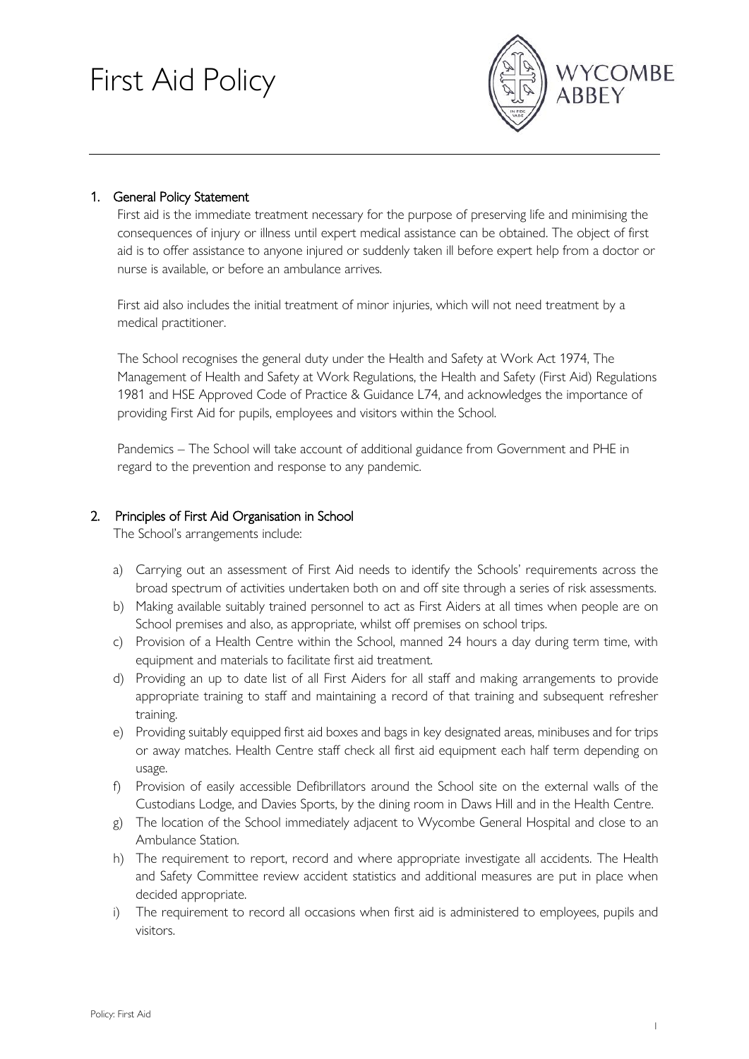# First Aid Policy

## 1. General Policy Statement

First aid is the immediate treatment necessary for the purpose of preserving life and minimising the consequences of injury or illness until expert medical assistance can be obtained. The object of first aid is to offer assistance to anyone injured or suddenly taken ill before expert help from a doctor or nurse is available, or before an ambulance arrives.

First aid also includes the initial treatment of minor injuries, which will not need treatment by a medical practitioner.

The School recognises the general duty under the Health and Safety at Work Act 1974, The Management of Health and Safety at Work Regulations, the Health and Safety (First Aid) Regulations 1981 and HSE Approved Code of Practice & Guidance L74, and acknowledges the importance of providing First Aid for pupils, employees and visitors within the School.

Pandemics – The School will take account of additional guidance from Government and PHE in regard to the prevention and response to any pandemic.

## 2. Principles of First Aid Organisation in School

The School's arrangements include:

a) Carrying out an assessment of First Aid needs to identify the Schools' requirements across the broad spectrum of activities undertaken both on and off site through a series of risk assessments.

b) Making available suitably trained personnel to act as First Aiders at all times when people are on School premises and also, as appropriate, whilst off premises on school trips.

c) Provision of a Health Centre within the School, manned 24 hours a day during term time, with equipment and materials to facilitate first aid treatment.

d) Providing an up to date list of all First Aiders for all staff and making arrangements to provide appropriate training to staff and maintaining a record of that training and subsequent refresher training.

e) Providing suitably equipped first aid boxes and bags in key designated areas, minibuses and for trips or away matches. Health Centre staff check all first aid equipment each half term depending on usage.

f) Provision of easily accessible Defibrillators around the School site on the external walls of the Custodians Lodge, and Davies Sports, by the dining room in Daws Hill and in the Health Centre.

g) The location of the School immediately adjacent to Wycombe General Hospital and close to an Ambulance Station.

h) The requirement to report, record and where appropriate investigate all accidents. The Health and Safety Committee review accident statistics and additional measures are put in place when decided appropriate.

i) The requirement to record all occasions when first aid is administered to employees, pupils and visitors.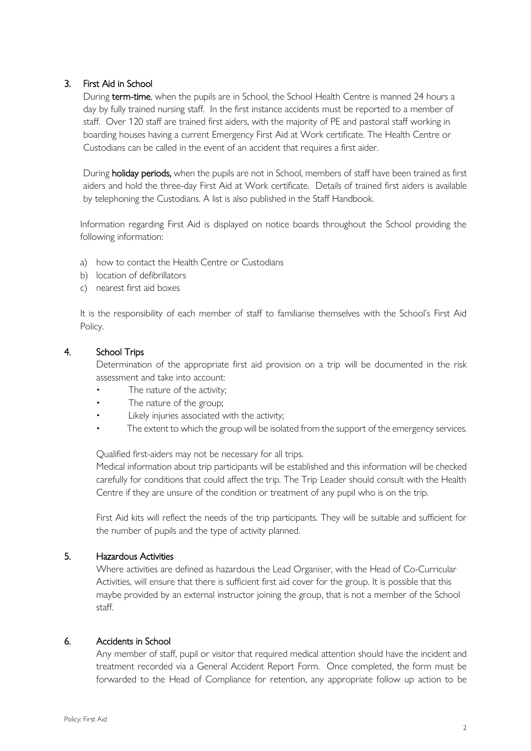## 3. First Aid in School

During **term-time**, when the pupils are in School, the School Health Centre is manned 24 hours a day by fully trained nursing staff. In the first instance accidents must be reported to a member of staff. Over 120 staff are trained first aiders, with the majority of PE and pastoral staff working in boarding houses having a current Emergency First Aid at Work certificate. The Health Centre or Custodians can be called in the event of an accident that requires a first aider.

During **holiday periods,** when the pupils are not in School, members of staff have been trained as first aiders and hold the three-day First Aid at Work certificate. Details of trained first aiders is available by telephoning the Custodians. A list is also published in the Staff Handbook.

Information regarding First Aid is displayed on notice boards throughout the School providing the following information:

a) how to contact the Health Centre or Custodians
b) location of defibrillators
c) nearest first aid boxes

It is the responsibility of each member of staff to familiarise themselves with the School's First Aid Policy.

## 4. School Trips

Determination of the appropriate first aid provision on a trip will be documented in the risk assessment and take into account:

- The nature of the activity;
- The nature of the group;
- Likely injuries associated with the activity;
- The extent to which the group will be isolated from the support of the emergency services.

Qualified first-aiders may not be necessary for all trips.

Medical information about trip participants will be established and this information will be checked carefully for conditions that could affect the trip. The Trip Leader should consult with the Health Centre if they are unsure of the condition or treatment of any pupil who is on the trip.

First Aid kits will reflect the needs of the trip participants. They will be suitable and sufficient for the number of pupils and the type of activity planned.

## 5. Hazardous Activities

Where activities are defined as hazardous the Lead Organiser, with the Head of Co-Curricular Activities, will ensure that there is sufficient first aid cover for the group. It is possible that this maybe provided by an external instructor joining the group, that is not a member of the School staff.

## 6. Accidents in School

Any member of staff, pupil or visitor that required medical attention should have the incident and treatment recorded via a General Accident Report Form. Once completed, the form must be forwarded to the Head of Compliance for retention, any appropriate follow up action to be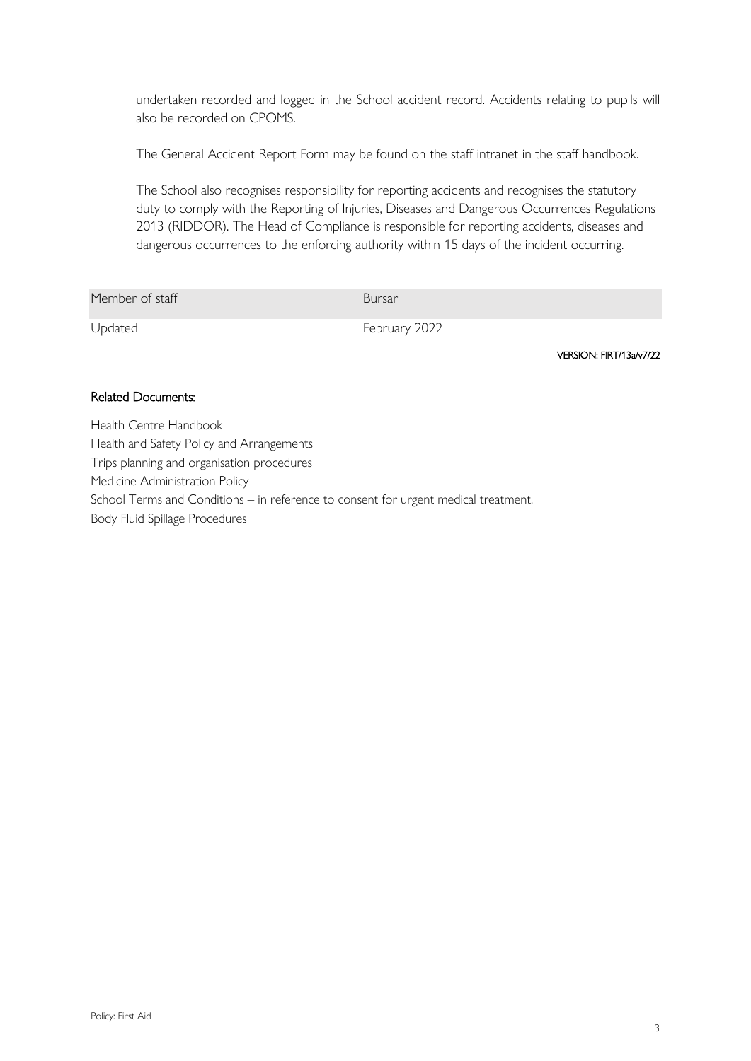undertaken recorded and logged in the School accident record. Accidents relating to pupils will also be recorded on CPOMS.

The General Accident Report Form may be found on the staff intranet in the staff handbook.

The School also recognises responsibility for reporting accidents and recognises the statutory duty to comply with the Reporting of Injuries, Diseases and Dangerous Occurrences Regulations 2013 (RIDDOR). The Head of Compliance is responsible for reporting accidents, diseases and dangerous occurrences to the enforcing authority within 15 days of the incident occurring.

| | |
|---|---|
| Member of staff | Bursar |
| Updated | February 2022 |

VERSION: FIRT/13a/v7/22

**Related Documents:**

Health Centre Handbook
Health and Safety Policy and Arrangements
Trips planning and organisation procedures
Medicine Administration Policy
School Terms and Conditions – in reference to consent for urgent medical treatment.
Body Fluid Spillage Procedures